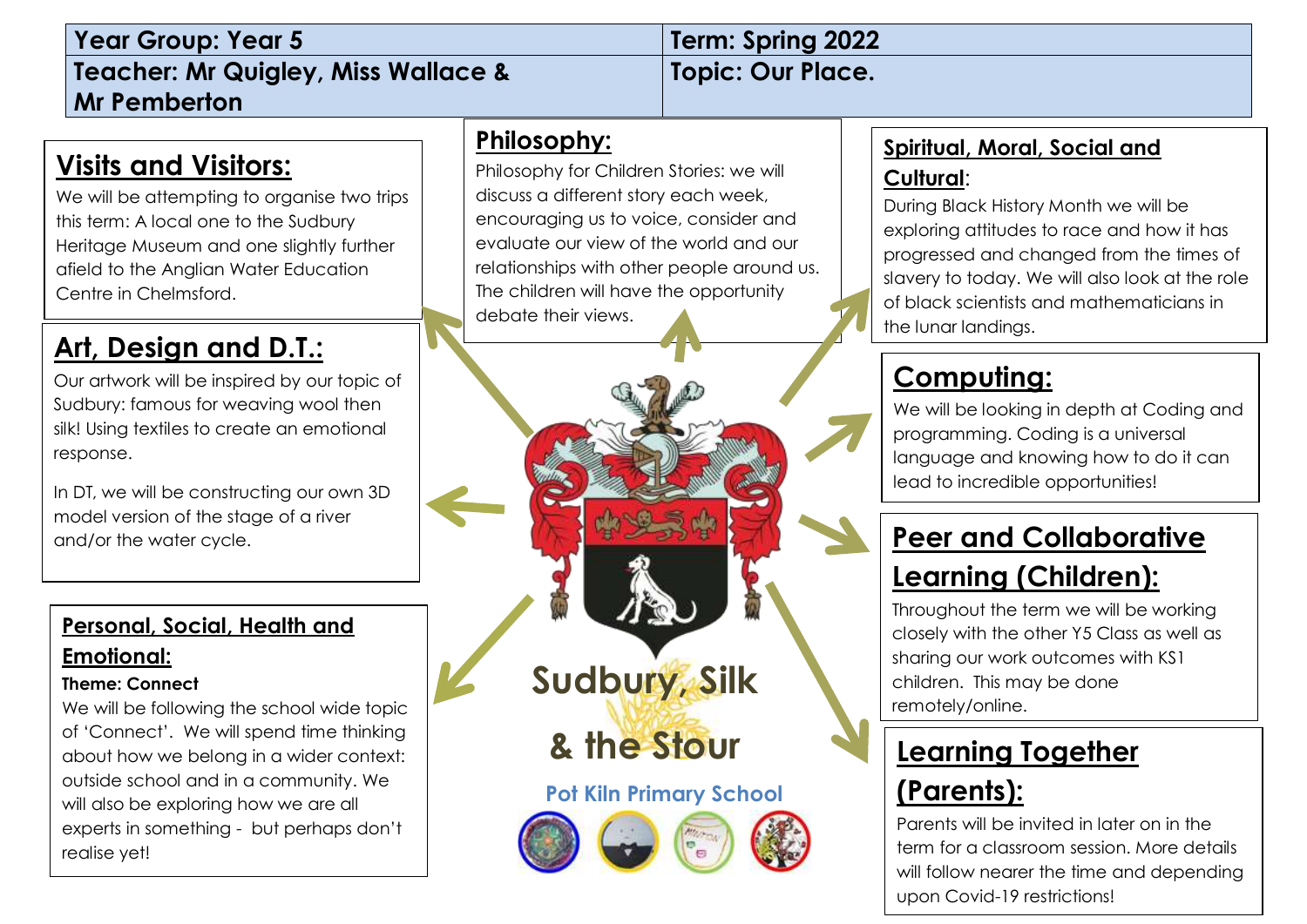| Year Group: Year 5 | Term: Spring 2022 |
| --- | --- |
| Teacher: Mr Quigley, Miss Wallace & Mr Pemberton | Topic: Our Place. |

## Visits and Visitors:

We will be attempting to organise two trips this term: A local one to the Sudbury Heritage Museum and one slightly further afield to the Anglian Water Education Centre in Chelmsford.

## Philosophy:

Philosophy for Children Stories: we will discuss a different story each week, encouraging us to voice, consider and evaluate our view of the world and our relationships with other people around us. The children will have the opportunity debate their views.

## Spiritual, Moral, Social and Cultural:

During Black History Month we will be exploring attitudes to race and how it has progressed and changed from the times of slavery to today. We will also look at the role of black scientists and mathematicians in the lunar landings.

## Art, Design and D.T.:

Our artwork will be inspired by our topic of Sudbury: famous for weaving wool then silk! Using textiles to create an emotional response.

In DT, we will be constructing our own 3D model version of the stage of a river and/or the water cycle.

## Computing:

We will be looking in depth at Coding and programming. Coding is a universal language and knowing how to do it can lead to incredible opportunities!

## Peer and Collaborative Learning (Children):

Throughout the term we will be working closely with the other Y5 Class as well as sharing our work outcomes with KS1 children. This may be done remotely/online.

## Personal, Social, Health and Emotional:

**Theme: Connect**

We will be following the school wide topic of 'Connect'. We will spend time thinking about how we belong in a wider context: outside school and in a community. We will also be exploring how we are all experts in something - but perhaps don't realise yet!

**Sudbury, Silk & the Stour**

**Pot Kiln Primary School**

## Learning Together (Parents):

Parents will be invited in later on in the term for a classroom session. More details will follow nearer the time and depending upon Covid-19 restrictions!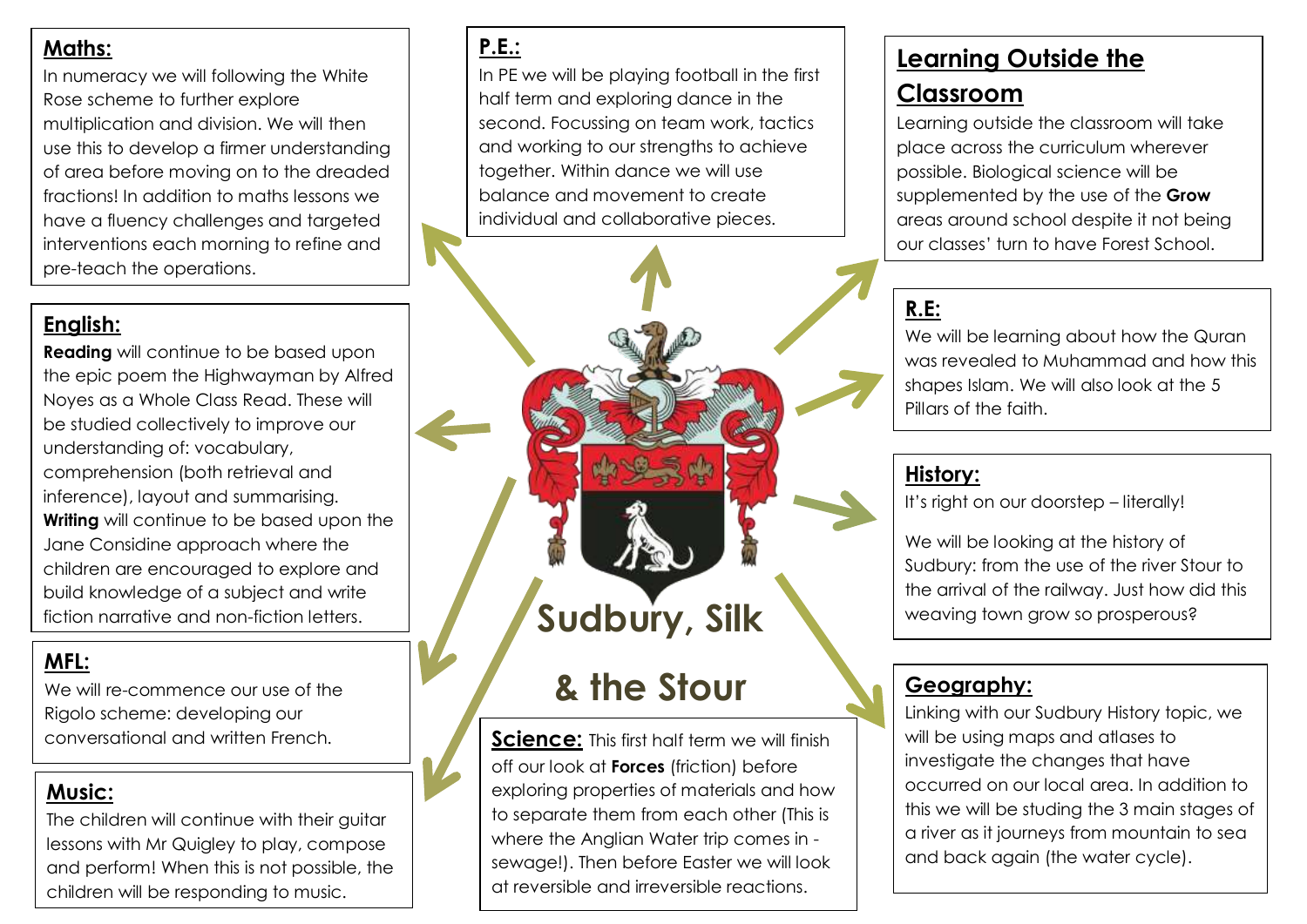# Sudbury, Silk & the Stour

## Maths:

In numeracy we will following the White Rose scheme to further explore multiplication and division. We will then use this to develop a firmer understanding of area before moving on to the dreaded fractions! In addition to maths lessons we have a fluency challenges and targeted interventions each morning to refine and pre-teach the operations.

## English:

**Reading** will continue to be based upon the epic poem the Highwayman by Alfred Noyes as a Whole Class Read. These will be studied collectively to improve our understanding of: vocabulary, comprehension (both retrieval and inference), layout and summarising. **Writing** will continue to be based upon the Jane Considine approach where the children are encouraged to explore and build knowledge of a subject and write fiction narrative and non-fiction letters.

## MFL:

We will re-commence our use of the Rigolo scheme: developing our conversational and written French.

## Music:

The children will continue with their guitar lessons with Mr Quigley to play, compose and perform! When this is not possible, the children will be responding to music.

## P.E.:

In PE we will be playing football in the first half term and exploring dance in the second. Focussing on team work, tactics and working to our strengths to achieve together. Within dance we will use balance and movement to create individual and collaborative pieces.

## Science:

This first half term we will finish off our look at **Forces** (friction) before exploring properties of materials and how to separate them from each other (This is where the Anglian Water trip comes in - sewage!). Then before Easter we will look at reversible and irreversible reactions.

## Learning Outside the Classroom

Learning outside the classroom will take place across the curriculum wherever possible. Biological science will be supplemented by the use of the **Grow** areas around school despite it not being our classes' turn to have Forest School.

## R.E:

We will be learning about how the Quran was revealed to Muhammad and how this shapes Islam. We will also look at the 5 Pillars of the faith.

## History:

It's right on our doorstep – literally!

We will be looking at the history of Sudbury: from the use of the river Stour to the arrival of the railway. Just how did this weaving town grow so prosperous?

## Geography:

Linking with our Sudbury History topic, we will be using maps and atlases to investigate the changes that have occurred on our local area. In addition to this we will be studing the 3 main stages of a river as it journeys from mountain to sea and back again (the water cycle).